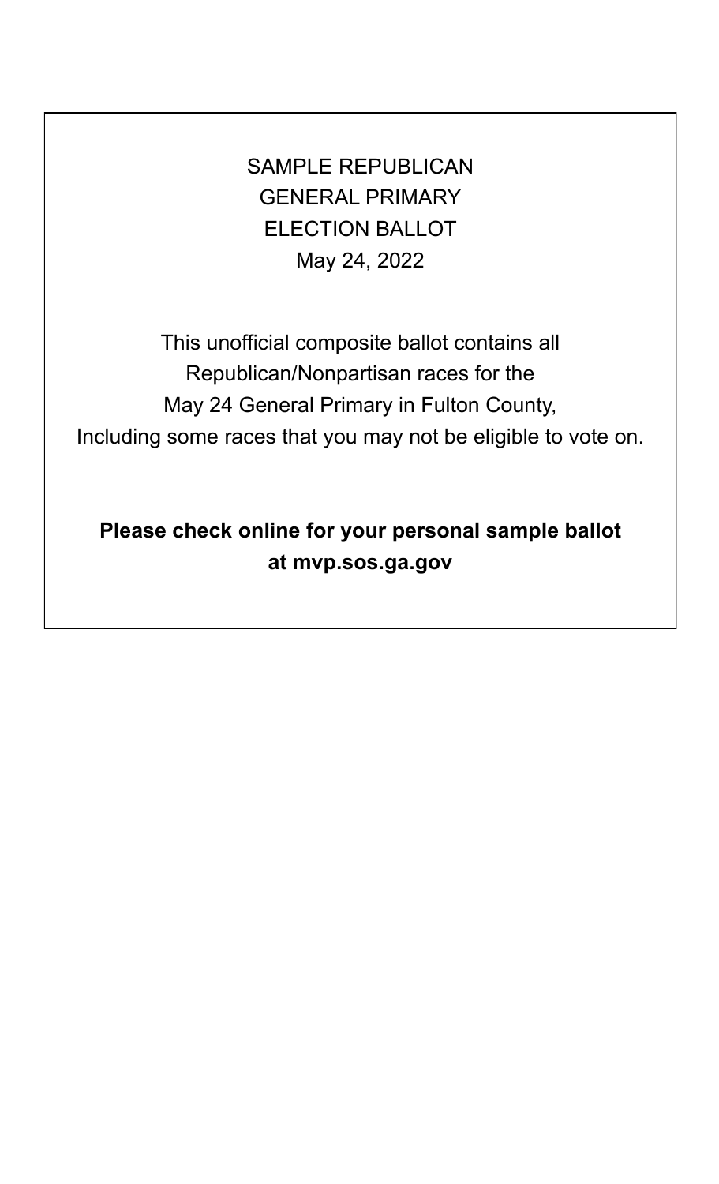# SAMPLE REPUBLICAN GENERAL PRIMARY ELECTION BALLOT

May 24, 2022

This unofficial composite ballot contains all Republican/Nonpartisan races for the May 24 General Primary in Fulton County, Including some races that you may not be eligible to vote on.

**Please check online for your personal sample ballot at mvp.sos.ga.gov**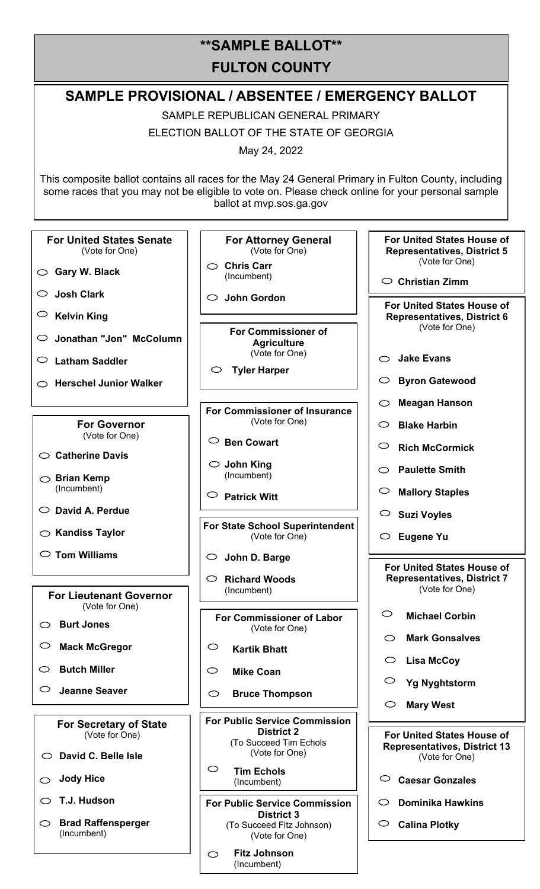# **SAMPLE BALLOT**

# FULTON COUNTY

## SAMPLE PROVISIONAL / ABSENTEE / EMERGENCY BALLOT

SAMPLE REPUBLICAN GENERAL PRIMARY

ELECTION BALLOT OF THE STATE OF GEORGIA

May 24, 2022

This composite ballot contains all races for the May 24 General Primary in Fulton County, including some races that you may not be eligible to vote on. Please check online for your personal sample ballot at mvp.sos.ga.gov

### For United States Senate
(Vote for One)

- Gary W. Black
- Josh Clark
- Kelvin King
- Jonathan "Jon" McColumn
- Latham Saddler
- Herschel Junior Walker

### For Governor
(Vote for One)

- Catherine Davis
- Brian Kemp (Incumbent)
- David A. Perdue
- Kandiss Taylor
- Tom Williams

### For Lieutenant Governor
(Vote for One)

- Burt Jones
- Mack McGregor
- Butch Miller
- Jeanne Seaver

### For Secretary of State
(Vote for One)

- David C. Belle Isle
- Jody Hice
- T.J. Hudson
- Brad Raffensperger (Incumbent)

### For Attorney General
(Vote for One)

- Chris Carr (Incumbent)
- John Gordon

### For Commissioner of Agriculture
(Vote for One)

- Tyler Harper

### For Commissioner of Insurance
(Vote for One)

- Ben Cowart
- John King (Incumbent)
- Patrick Witt

### For State School Superintendent
(Vote for One)

- John D. Barge
- Richard Woods (Incumbent)

### For Commissioner of Labor
(Vote for One)

- Kartik Bhatt
- Mike Coan
- Bruce Thompson

### For Public Service Commission District 2
(To Succeed Tim Echols)
(Vote for One)

- Tim Echols (Incumbent)

### For Public Service Commission District 3
(To Succeed Fitz Johnson)
(Vote for One)

- Fitz Johnson (Incumbent)

### For United States House of Representatives, District 5
(Vote for One)

- Christian Zimm

### For United States House of Representatives, District 6
(Vote for One)

- Jake Evans
- Byron Gatewood
- Meagan Hanson
- Blake Harbin
- Rich McCormick
- Paulette Smith
- Mallory Staples
- Suzi Voyles
- Eugene Yu

### For United States House of Representatives, District 7
(Vote for One)

- Michael Corbin
- Mark Gonsalves
- Lisa McCoy
- Yg Nyghtstorm
- Mary West

### For United States House of Representatives, District 13
(Vote for One)

- Caesar Gonzales
- Dominika Hawkins
- Calina Plotky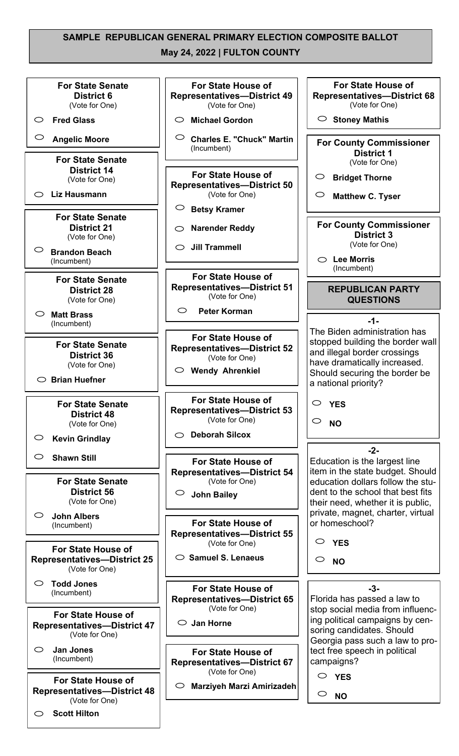# SAMPLE REPUBLICAN GENERAL PRIMARY ELECTION COMPOSITE BALLOT

**May 24, 2022 | FULTON COUNTY**

**For State Senate District 6**
(Vote for One)

- Fred Glass
- Angelic Moore

**For State Senate District 14**
(Vote for One)

- Liz Hausmann

**For State Senate District 21**
(Vote for One)

- Brandon Beach (Incumbent)

**For State Senate District 28**
(Vote for One)

- Matt Brass (Incumbent)

**For State Senate District 36**
(Vote for One)

- Brian Huefner

**For State Senate District 48**
(Vote for One)

- Kevin Grindlay
- Shawn Still

**For State Senate District 56**
(Vote for One)

- John Albers (Incumbent)

**For State House of Representatives—District 25**
(Vote for One)

- Todd Jones (Incumbent)

**For State House of Representatives—District 47**
(Vote for One)

- Jan Jones (Incumbent)

**For State House of Representatives—District 48**
(Vote for One)

- Scott Hilton

**For State House of Representatives—District 49**
(Vote for One)

- Michael Gordon
- Charles E. "Chuck" Martin (Incumbent)

**For State House of Representatives—District 50**
(Vote for One)

- Betsy Kramer
- Narender Reddy
- Jill Trammell

**For State House of Representatives—District 51**
(Vote for One)

- Peter Korman

**For State House of Representatives—District 52**
(Vote for One)

- Wendy Ahrenkiel

**For State House of Representatives—District 53**
(Vote for One)

- Deborah Silcox

**For State House of Representatives—District 54**
(Vote for One)

- John Bailey

**For State House of Representatives—District 55**
(Vote for One)

- Samuel S. Lenaeus

**For State House of Representatives—District 65**
(Vote for One)

- Jan Horne

**For State House of Representatives—District 67**
(Vote for One)

- Marziyeh Marzi Amirizadeh

**For State House of Representatives—District 68**
(Vote for One)

- Stoney Mathis

**For County Commissioner District 1**
(Vote for One)

- Bridget Thorne
- Matthew C. Tyser

**For County Commissioner District 3**
(Vote for One)

- Lee Morris (Incumbent)

## REPUBLICAN PARTY QUESTIONS

**-1-**

The Biden administration has stopped building the border wall and illegal border crossings have dramatically increased. Should securing the border be a national priority?

- YES
- NO

**-2-**

Education is the largest line item in the state budget. Should education dollars follow the student to the school that best fits their need, whether it is public, private, magnet, charter, virtual or homeschool?

- YES
- NO

**-3-**

Florida has passed a law to stop social media from influencing political campaigns by censoring candidates. Should Georgia pass such a law to protect free speech in political campaigns?

- YES
- NO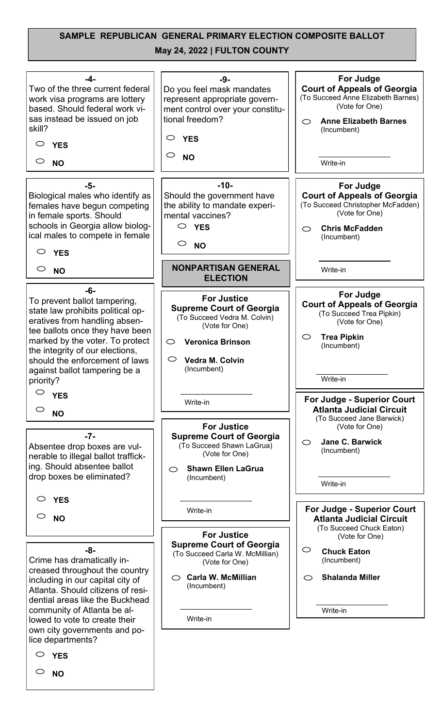## SAMPLE REPUBLICAN GENERAL PRIMARY ELECTION COMPOSITE BALLOT

**May 24, 2022 | FULTON COUNTY**

**-4-**

Two of the three current federal work visa programs are lottery based. Should federal work visas instead be issued on job skill?

- ○ **YES**
- ○ **NO**

**-5-**

Biological males who identify as females have begun competing in female sports. Should schools in Georgia allow biological males to compete in female

- ○ **YES**
- ○ **NO**

**-6-**

To prevent ballot tampering, state law prohibits political operatives from handling absentee ballots once they have been marked by the voter. To protect the integrity of our elections, should the enforcement of laws against ballot tampering be a priority?

- ○ **YES**
- ○ **NO**

**-7-**

Absentee drop boxes are vulnerable to illegal ballot trafficking. Should absentee ballot drop boxes be eliminated?

- ○ **YES**
- ○ **NO**

**-8-**

Crime has dramatically increased throughout the country including in our capital city of Atlanta. Should citizens of residential areas like the Buckhead community of Atlanta be allowed to vote to create their own city governments and police departments?

- ○ **YES**
- ○ **NO**

**-9-**

Do you feel mask mandates represent appropriate government control over your constitutional freedom?

- ○ **YES**
- ○ **NO**

**-10-**

Should the government have the ability to mandate experimental vaccines?

- ○ **YES**
- ○ **NO**

### NONPARTISAN GENERAL ELECTION

**For Justice Supreme Court of Georgia**
(To Succeed Vedra M. Colvin)
(Vote for One)

- ○ **Veronica Brinson**
- ○ **Vedra M. Colvin** (Incumbent)
- ______________ Write-in

**For Justice Supreme Court of Georgia**
(To Succeed Shawn LaGrua)
(Vote for One)

- ○ **Shawn Ellen LaGrua** (Incumbent)
- ______________ Write-in

**For Justice Supreme Court of Georgia**
(To Succeed Carla W. McMillian)
(Vote for One)

- ○ **Carla W. McMillian** (Incumbent)
- ______________ Write-in

**For Judge Court of Appeals of Georgia**
(To Succeed Anne Elizabeth Barnes)
(Vote for One)

- ○ **Anne Elizabeth Barnes** (Incumbent)
- ______________ Write-in

**For Judge Court of Appeals of Georgia**
(To Succeed Christopher McFadden)
(Vote for One)

- ○ **Chris McFadden** (Incumbent)
- ______________ Write-in

**For Judge Court of Appeals of Georgia**
(To Succeed Trea Pipkin)
(Vote for One)

- ○ **Trea Pipkin** (Incumbent)
- ______________ Write-in

**For Judge - Superior Court Atlanta Judicial Circuit**
(To Succeed Jane Barwick)
(Vote for One)

- ○ **Jane C. Barwick** (Incumbent)
- ______________ Write-in

**For Judge - Superior Court Atlanta Judicial Circuit**
(To Succeed Chuck Eaton)
(Vote for One)

- ○ **Chuck Eaton** (Incumbent)
- ○ **Shalanda Miller**
- ______________ Write-in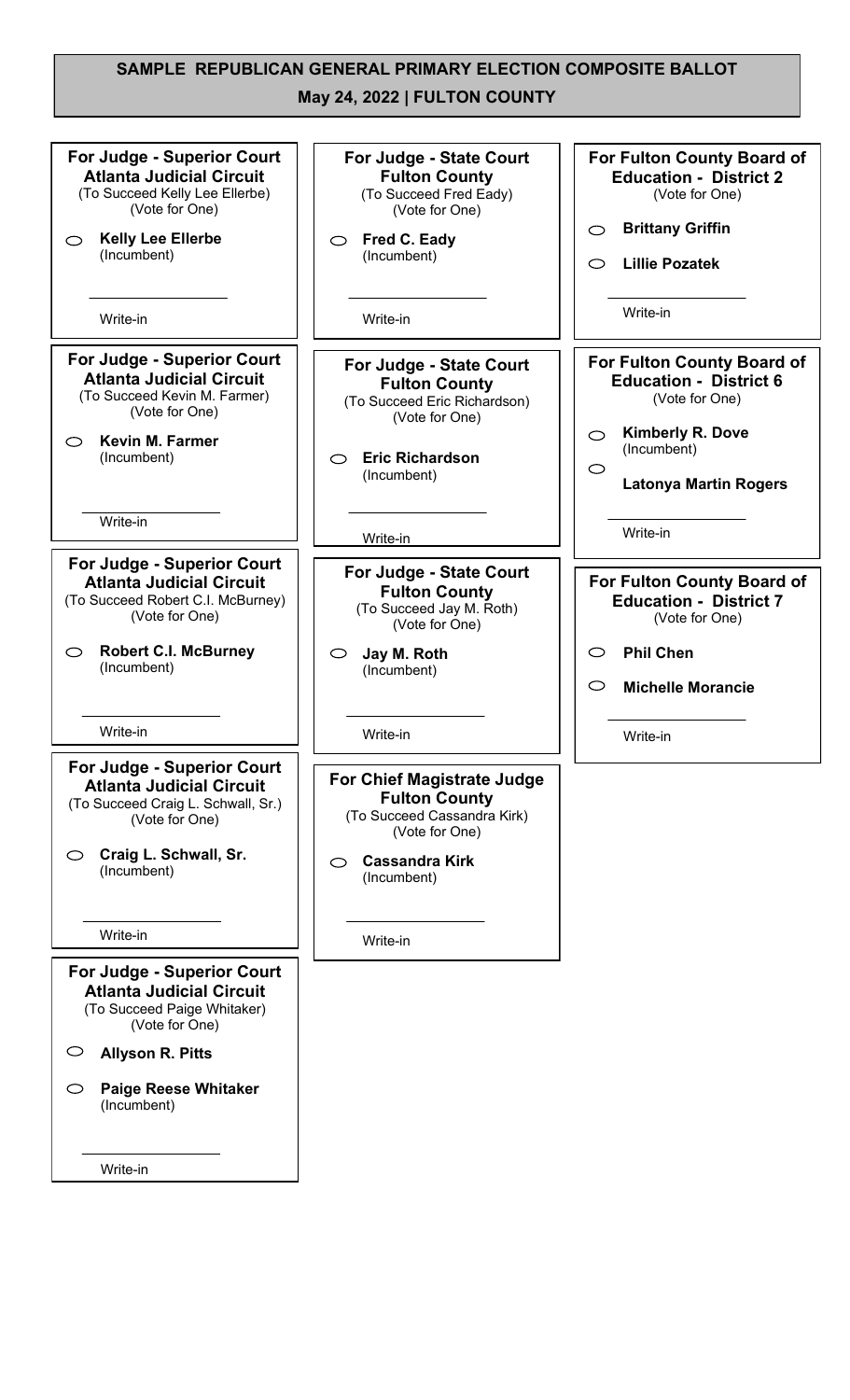# SAMPLE REPUBLICAN GENERAL PRIMARY ELECTION COMPOSITE BALLOT

## May 24, 2022 | FULTON COUNTY

### For Judge - Superior Court Atlanta Judicial Circuit
(To Succeed Kelly Lee Ellerbe)
(Vote for One)

- ○ **Kelly Lee Ellerbe** (Incumbent)
- ________________ Write-in

### For Judge - Superior Court Atlanta Judicial Circuit
(To Succeed Kevin M. Farmer)
(Vote for One)

- ○ **Kevin M. Farmer** (Incumbent)
- ________________ Write-in

### For Judge - Superior Court Atlanta Judicial Circuit
(To Succeed Robert C.I. McBurney)
(Vote for One)

- ○ **Robert C.I. McBurney** (Incumbent)
- ________________ Write-in

### For Judge - Superior Court Atlanta Judicial Circuit
(To Succeed Craig L. Schwall, Sr.)
(Vote for One)

- ○ **Craig L. Schwall, Sr.** (Incumbent)
- ________________ Write-in

### For Judge - Superior Court Atlanta Judicial Circuit
(To Succeed Paige Whitaker)
(Vote for One)

- ○ **Allyson R. Pitts**
- ○ **Paige Reese Whitaker** (Incumbent)
- ________________ Write-in

### For Judge - State Court Fulton County
(To Succeed Fred Eady)
(Vote for One)

- ○ **Fred C. Eady** (Incumbent)
- ________________ Write-in

### For Judge - State Court Fulton County
(To Succeed Eric Richardson)
(Vote for One)

- ○ **Eric Richardson** (Incumbent)
- ________________ Write-in

### For Judge - State Court Fulton County
(To Succeed Jay M. Roth)
(Vote for One)

- ○ **Jay M. Roth** (Incumbent)
- ________________ Write-in

### For Chief Magistrate Judge Fulton County
(To Succeed Cassandra Kirk)
(Vote for One)

- ○ **Cassandra Kirk** (Incumbent)
- ________________ Write-in

### For Fulton County Board of Education - District 2
(Vote for One)

- ○ **Brittany Griffin**
- ○ **Lillie Pozatek**
- ________________ Write-in

### For Fulton County Board of Education - District 6
(Vote for One)

- ○ **Kimberly R. Dove** (Incumbent)
- ○ **Latonya Martin Rogers**
- ________________ Write-in

### For Fulton County Board of Education - District 7
(Vote for One)

- ○ **Phil Chen**
- ○ **Michelle Morancie**
- ________________ Write-in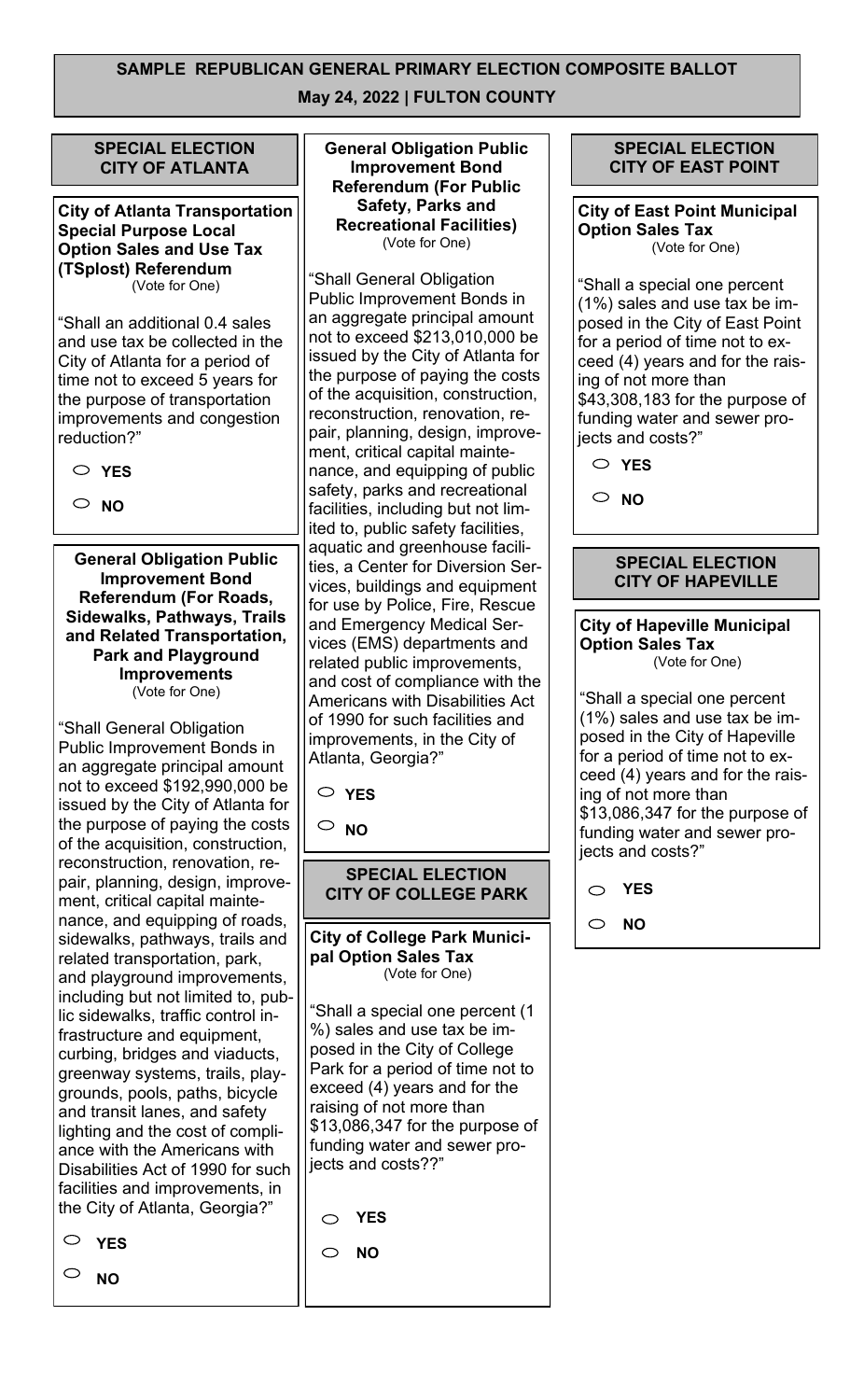# SAMPLE REPUBLICAN GENERAL PRIMARY ELECTION COMPOSITE BALLOT

**May 24, 2022 | FULTON COUNTY**

## SPECIAL ELECTION CITY OF ATLANTA

**City of Atlanta Transportation Special Purpose Local Option Sales and Use Tax (TSplost) Referendum**
(Vote for One)

"Shall an additional 0.4 sales and use tax be collected in the City of Atlanta for a period of time not to exceed 5 years for the purpose of transportation improvements and congestion reduction?"

- YES
- NO

**General Obligation Public Improvement Bond Referendum (For Roads, Sidewalks, Pathways, Trails and Related Transportation, Park and Playground Improvements**
(Vote for One)

"Shall General Obligation Public Improvement Bonds in an aggregate principal amount not to exceed $192,990,000 be issued by the City of Atlanta for the purpose of paying the costs of the acquisition, construction, reconstruction, renovation, repair, planning, design, improvement, critical capital maintenance, and equipping of roads, sidewalks, pathways, trails and related transportation, park, and playground improvements, including but not limited to, public sidewalks, traffic control infrastructure and equipment, curbing, bridges and viaducts, greenway systems, trails, playgrounds, pools, paths, bicycle and transit lanes, and safety lighting and the cost of compliance with the Americans with Disabilities Act of 1990 for such facilities and improvements, in the City of Atlanta, Georgia?"

- YES
- NO

**General Obligation Public Improvement Bond Referendum (For Public Safety, Parks and Recreational Facilities)**
(Vote for One)

"Shall General Obligation Public Improvement Bonds in an aggregate principal amount not to exceed $213,010,000 be issued by the City of Atlanta for the purpose of paying the costs of the acquisition, construction, reconstruction, renovation, repair, planning, design, improvement, critical capital maintenance, and equipping of public safety, parks and recreational facilities, including but not limited to, public safety facilities, aquatic and greenhouse facilities, a Center for Diversion Services, buildings and equipment for use by Police, Fire, Rescue and Emergency Medical Services (EMS) departments and related public improvements, and cost of compliance with the Americans with Disabilities Act of 1990 for such facilities and improvements, in the City of Atlanta, Georgia?"

- YES
- NO

## SPECIAL ELECTION CITY OF COLLEGE PARK

**City of College Park Municipal Option Sales Tax**
(Vote for One)

"Shall a special one percent (1 %) sales and use tax be imposed in the City of College Park for a period of time not to exceed (4) years and for the raising of not more than $13,086,347 for the purpose of funding water and sewer projects and costs??"

- YES
- NO

## SPECIAL ELECTION CITY OF EAST POINT

**City of East Point Municipal Option Sales Tax**
(Vote for One)

"Shall a special one percent (1%) sales and use tax be imposed in the City of East Point for a period of time not to exceed (4) years and for the raising of not more than $43,308,183 for the purpose of funding water and sewer projects and costs?"

- YES
- NO

## SPECIAL ELECTION CITY OF HAPEVILLE

**City of Hapeville Municipal Option Sales Tax**
(Vote for One)

"Shall a special one percent (1%) sales and use tax be imposed in the City of Hapeville for a period of time not to exceed (4) years and for the raising of not more than $13,086,347 for the purpose of funding water and sewer projects and costs?"

- YES
- NO